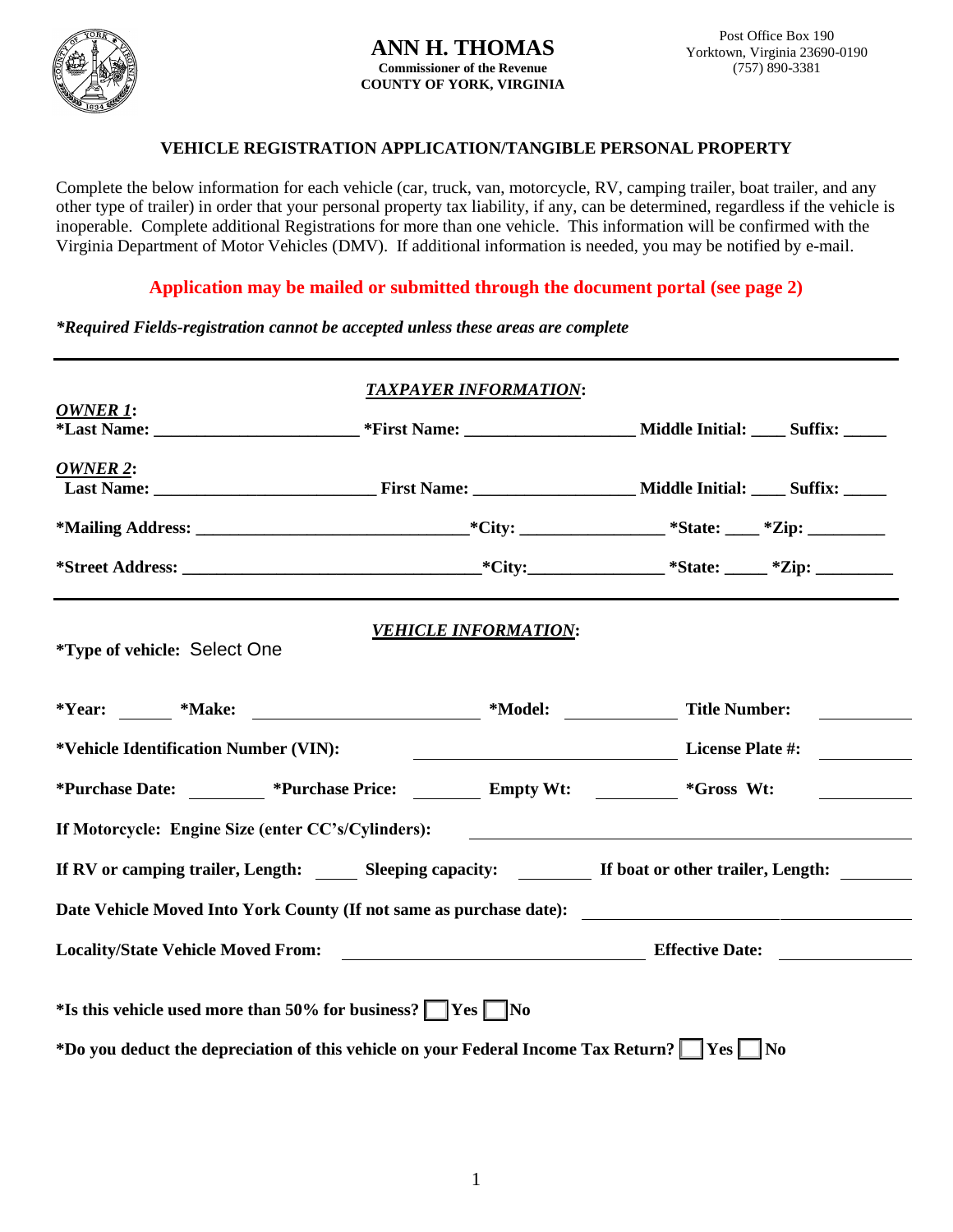**ANN H. THOMAS**
**Commissioner of the Revenue**
**COUNTY OF YORK, VIRGINIA**

Post Office Box 190
Yorktown, Virginia 23690-0190
(757) 890-3381

## VEHICLE REGISTRATION APPLICATION/TANGIBLE PERSONAL PROPERTY

Complete the below information for each vehicle (car, truck, van, motorcycle, RV, camping trailer, boat trailer, and any other type of trailer) in order that your personal property tax liability, if any, can be determined, regardless if the vehicle is inoperable. Complete additional Registrations for more than one vehicle. This information will be confirmed with the Virginia Department of Motor Vehicles (DMV). If additional information is needed, you may be notified by e-mail.

**Application may be mailed or submitted through the document portal (see page 2)**

***Required Fields-registration cannot be accepted unless these areas are complete***

---

### ***TAXPAYER INFORMATION*:**

***OWNER 1*:**
**\*Last Name:** ______________________ **\*First Name:** ___________________ **Middle Initial:** ____ **Suffix:** _____

***OWNER 2*:**
**Last Name:** ________________________ **First Name:** _________________ **Middle Initial:** ____ **Suffix:** _____

**\*Mailing Address:** ______________________________**\*City:** ________________ **\*State:** ____ **\*Zip:** ________

**\*Street Address:** _________________________________**\*City:**_______________ **\*State:** _____ **\*Zip:** ________

---

### ***VEHICLE INFORMATION*:**

**\*Type of vehicle:** Select One

**\*Year:** ______ **\*Make:** ____________________________ **\*Model:** _____________ **Title Number:** __________

**\*Vehicle Identification Number (VIN):** ______________________________ **License Plate #:** __________

**\*Purchase Date:** ________ **\*Purchase Price:** ________ **Empty Wt:** __________ **\*Gross Wt:** __________

**If Motorcycle: Engine Size (enter CC's/Cylinders):** ________________________________________

**If RV or camping trailer, Length:** _____ **Sleeping capacity:** ________ **If boat or other trailer, Length:** ________

**Date Vehicle Moved Into York County (If not same as purchase date):** ______________________________

**Locality/State Vehicle Moved From:** __________________________________ **Effective Date:** ______________

**\*Is this vehicle used more than 50% for business?** ☐ **Yes** ☐ **No**

**\*Do you deduct the depreciation of this vehicle on your Federal Income Tax Return?** ☐ **Yes** ☐ **No**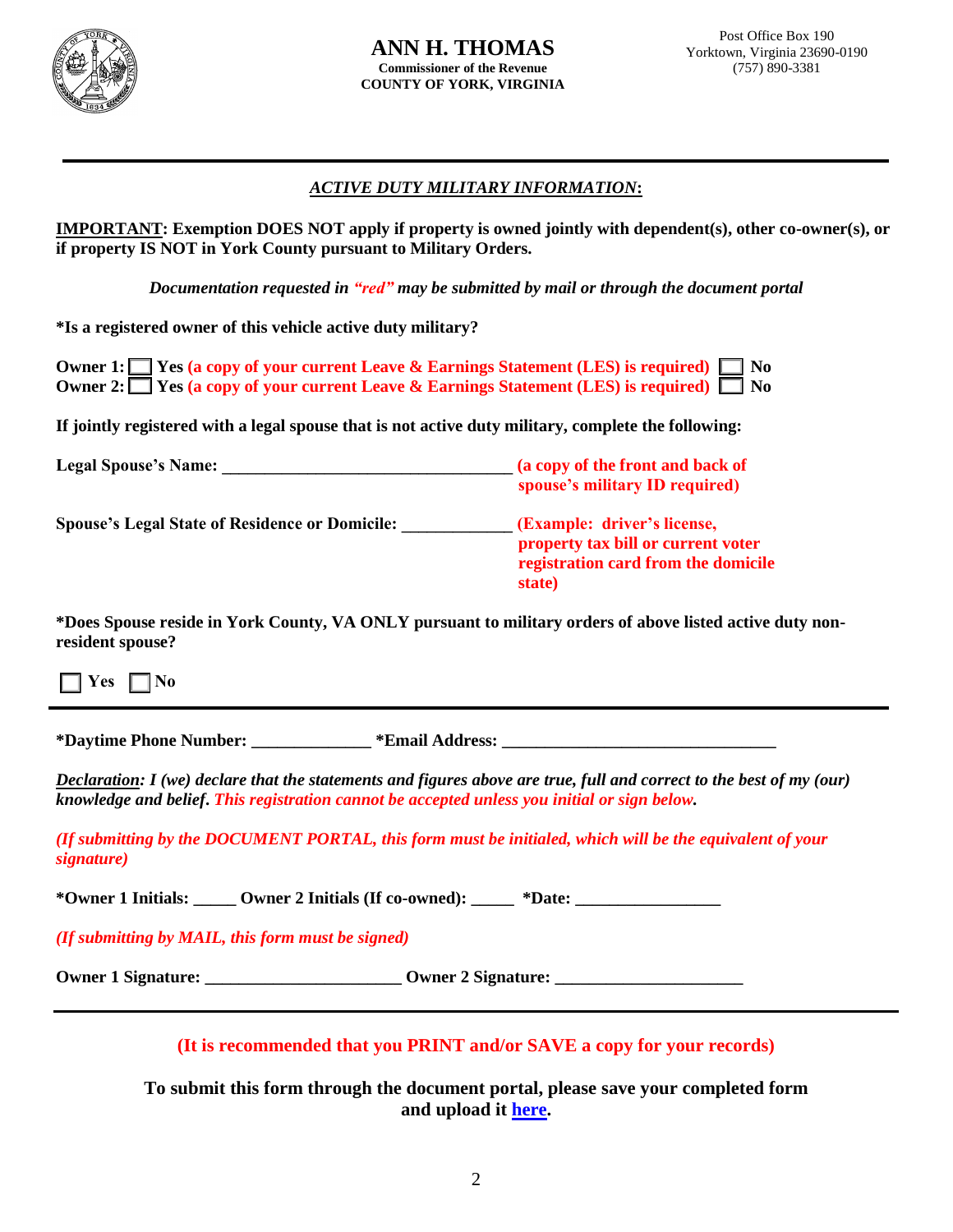**ANN H. THOMAS**
**Commissioner of the Revenue**
**COUNTY OF YORK, VIRGINIA**

Post Office Box 190
Yorktown, Virginia 23690-0190
(757) 890-3381

---

## ***ACTIVE DUTY MILITARY INFORMATION*:**

**IMPORTANT: Exemption DOES NOT apply if property is owned jointly with dependent(s), other co-owner(s), or if property IS NOT in York County pursuant to Military Orders.**

*Documentation requested in "red" may be submitted by mail or through the document portal*

**\*Is a registered owner of this vehicle active duty military?**

**Owner 1:** ☐ **Yes (a copy of your current Leave & Earnings Statement (LES) is required)** ☐ **No**
**Owner 2:** ☐ **Yes (a copy of your current Leave & Earnings Statement (LES) is required)** ☐ **No**

**If jointly registered with a legal spouse that is not active duty military, complete the following:**

**Legal Spouse's Name:** ________________________________ **(a copy of the front and back of spouse's military ID required)**

**Spouse's Legal State of Residence or Domicile:** ____________ **(Example: driver's license, property tax bill or current voter registration card from the domicile state)**

**\*Does Spouse reside in York County, VA ONLY pursuant to military orders of above listed active duty non-resident spouse?**

☐ **Yes** ☐ **No**

---

**\*Daytime Phone Number:** _____________ **\*Email Address:** ________________________________

***Declaration*: *I (we) declare that the statements and figures above are true, full and correct to the best of my (our) knowledge and belief*. *This registration cannot be accepted unless you initial or sign below.***

***(If submitting by the DOCUMENT PORTAL, this form must be initialed, which will be the equivalent of your signature)***

**\*Owner 1 Initials:** _____ **Owner 2 Initials (If co-owned):** _____ **\*Date:** ________________

***(If submitting by MAIL, this form must be signed)***

**Owner 1 Signature:** ______________________ **Owner 2 Signature:** _____________________

---

**(It is recommended that you PRINT and/or SAVE a copy for your records)**

**To submit this form through the document portal, please save your completed form and upload it here.**